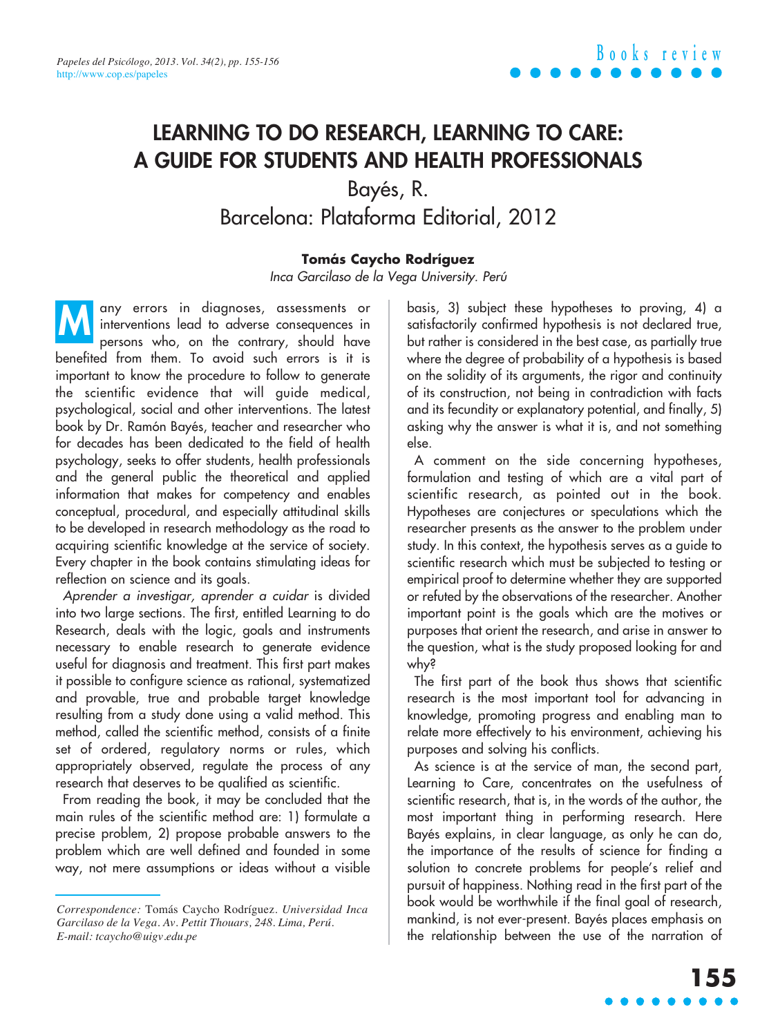Books review

# LEARNING TO DO RESEARCH, LEARNING TO CARE: A GUIDE FOR STUDENTS AND HEALTH PROFESSIONALS

Bayés, R.

Barcelona: Plataforma Editorial, 2012

**Tomás Caycho Rodríguez**

*Inca Garcilaso de la Vega University. Perú*

Many errors in diagnoses, assessments or interventions lead to adverse consequences in persons who, on the contrary, should have benefited from them. To avoid such errors is it is important to know the procedure to follow to generate the scientific evidence that will guide medical, psychological, social and other interventions. The latest book by Dr. Ramón Bayés, teacher and researcher who for decades has been dedicated to the field of health psychology, seeks to offer students, health professionals and the general public the theoretical and applied information that makes for competency and enables conceptual, procedural, and especially attitudinal skills to be developed in research methodology as the road to acquiring scientific knowledge at the service of society. Every chapter in the book contains stimulating ideas for reflection on science and its goals.

*Aprender a investigar, aprender a cuidar* is divided into two large sections. The first, entitled Learning to do Research, deals with the logic, goals and instruments necessary to enable research to generate evidence useful for diagnosis and treatment. This first part makes it possible to configure science as rational, systematized and provable, true and probable target knowledge resulting from a study done using a valid method. This method, called the scientific method, consists of a finite set of ordered, regulatory norms or rules, which appropriately observed, regulate the process of any research that deserves to be qualified as scientific.

From reading the book, it may be concluded that the main rules of the scientific method are: 1) formulate a precise problem, 2) propose probable answers to the problem which are well defined and founded in some way, not mere assumptions or ideas without a visible basis, 3) subject these hypotheses to proving, 4) a satisfactorily confirmed hypothesis is not declared true, but rather is considered in the best case, as partially true where the degree of probability of a hypothesis is based on the solidity of its arguments, the rigor and continuity of its construction, not being in contradiction with facts and its fecundity or explanatory potential, and finally, 5) asking why the answer is what it is, and not something else.

A comment on the side concerning hypotheses, formulation and testing of which are a vital part of scientific research, as pointed out in the book. Hypotheses are conjectures or speculations which the researcher presents as the answer to the problem under study. In this context, the hypothesis serves as a guide to scientific research which must be subjected to testing or empirical proof to determine whether they are supported or refuted by the observations of the researcher. Another important point is the goals which are the motives or purposes that orient the research, and arise in answer to the question, what is the study proposed looking for and why?

The first part of the book thus shows that scientific research is the most important tool for advancing in knowledge, promoting progress and enabling man to relate more effectively to his environment, achieving his purposes and solving his conflicts.

As science is at the service of man, the second part, Learning to Care, concentrates on the usefulness of scientific research, that is, in the words of the author, the most important thing in performing research. Here Bayés explains, in clear language, as only he can do, the importance of the results of science for finding a solution to concrete problems for people's relief and pursuit of happiness. Nothing read in the first part of the book would be worthwhile if the final goal of research, mankind, is not ever-present. Bayés places emphasis on the relationship between the use of the narration of

*Correspondence:* Tomás Caycho Rodríguez. *Universidad Inca Garcilaso de la Vega. Av. Pettit Thouars, 248. Lima, Perú. E-mail: tcaycho@uigv.edu.pe*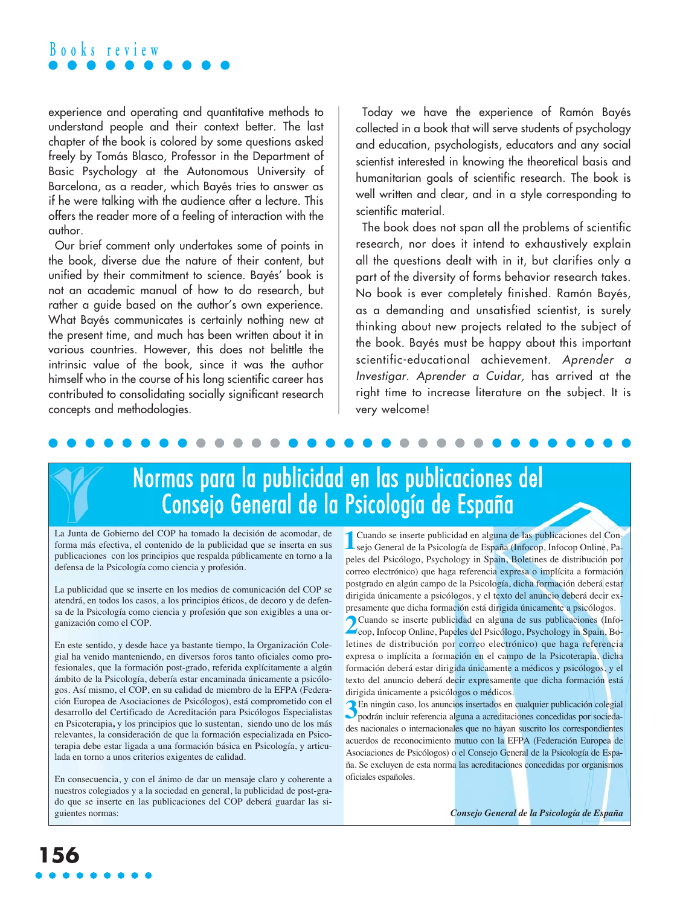experience and operating and quantitative methods to understand people and their context better. The last chapter of the book is colored by some questions asked freely by Tomás Blasco, Professor in the Department of Basic Psychology at the Autonomous University of Barcelona, as a reader, which Bayés tries to answer as if he were talking with the audience after a lecture. This offers the reader more of a feeling of interaction with the author.

Our brief comment only undertakes some of points in the book, diverse due the nature of their content, but unified by their commitment to science. Bayés' book is not an academic manual of how to do research, but rather a guide based on the author's own experience. What Bayés communicates is certainly nothing new at the present time, and much has been written about it in various countries. However, this does not belittle the intrinsic value of the book, since it was the author himself who in the course of his long scientific career has contributed to consolidating socially significant research concepts and methodologies.

Today we have the experience of Ramón Bayés collected in a book that will serve students of psychology and education, psychologists, educators and any social scientist interested in knowing the theoretical basis and humanitarian goals of scientific research. The book is well written and clear, and in a style corresponding to scientific material.

The book does not span all the problems of scientific research, nor does it intend to exhaustively explain all the questions dealt with in it, but clarifies only a part of the diversity of forms behavior research takes. No book is ever completely finished. Ramón Bayés, as a demanding and unsatisfied scientist, is surely thinking about new projects related to the subject of the book. Bayés must be happy about this important scientific-educational achievement. *Aprender a Investigar. Aprender a Cuidar,* has arrived at the right time to increase literature on the subject. It is very welcome!

# Normas para la publicidad en las publicaciones del Consejo General de la Psicología de España

La Junta de Gobierno del COP ha tomado la decisión de acomodar, de forma más efectiva, el contenido de la publicidad que se inserta en sus publicaciones con los principios que respalda públicamente en torno a la defensa de la Psicología como ciencia y profesión.

La publicidad que se inserte en los medios de comunicación del COP se atendrá, en todos los casos, a los principios éticos, de decoro y de defensa de la Psicología como ciencia y profesión que son exigibles a una organización como el COP.

En este sentido, y desde hace ya bastante tiempo, la Organización Colegial ha venido manteniendo, en diversos foros tanto oficiales como profesionales, que la formación post-grado, referida explícitamente a algún ámbito de la Psicología, debería estar encaminada únicamente a psicólogos. Así mismo, el COP, en su calidad de miembro de la EFPA (Federación Europea de Asociaciones de Psicólogos), está comprometido con el desarrollo del Certificado de Acreditación para Psicólogos Especialistas en Psicoterapia, y los principios que lo sustentan, siendo uno de los más relevantes, la consideración de que la formación especializada en Psicoterapia debe estar ligada a una formación básica en Psicología, y articulada en torno a unos criterios exigentes de calidad.

En consecuencia, y con el ánimo de dar un mensaje claro y coherente a nuestros colegiados y a la sociedad en general, la publicidad de post-grado que se inserte en las publicaciones del COP deberá guardar las siguientes normas:

1. Cuando se inserte publicidad en alguna de las publicaciones del Consejo General de la Psicología de España (Infocop, Infocop Online, Papeles del Psicólogo, Psychology in Spain, Boletines de distribución por correo electrónico) que haga referencia expresa o implícita a formación postgrado en algún campo de la Psicología, dicha formación deberá estar dirigida únicamente a psicólogos, y el texto del anuncio deberá decir expresamente que dicha formación está dirigida únicamente a psicólogos.

2. Cuando se inserte publicidad en alguna de sus publicaciones (Infocop, Infocop Online, Papeles del Psicólogo, Psychology in Spain, Boletines de distribución por correo electrónico) que haga referencia expresa o implícita a formación en el campo de la Psicoterapia, dicha formación deberá estar dirigida únicamente a médicos y psicólogos, y el texto del anuncio deberá decir expresamente que dicha formación está dirigida únicamente a psicólogos o médicos.

3. En ningún caso, los anuncios insertados en cualquier publicación colegial podrán incluir referencia alguna a acreditaciones concedidas por sociedades nacionales o internacionales que no hayan suscrito los correspondientes acuerdos de reconocimiento mutuo con la EFPA (Federación Europea de Asociaciones de Psicólogos) o el Consejo General de la Psicología de España. Se excluyen de esta norma las acreditaciones concedidas por organismos oficiales españoles.

***Consejo General de la Psicología de España***